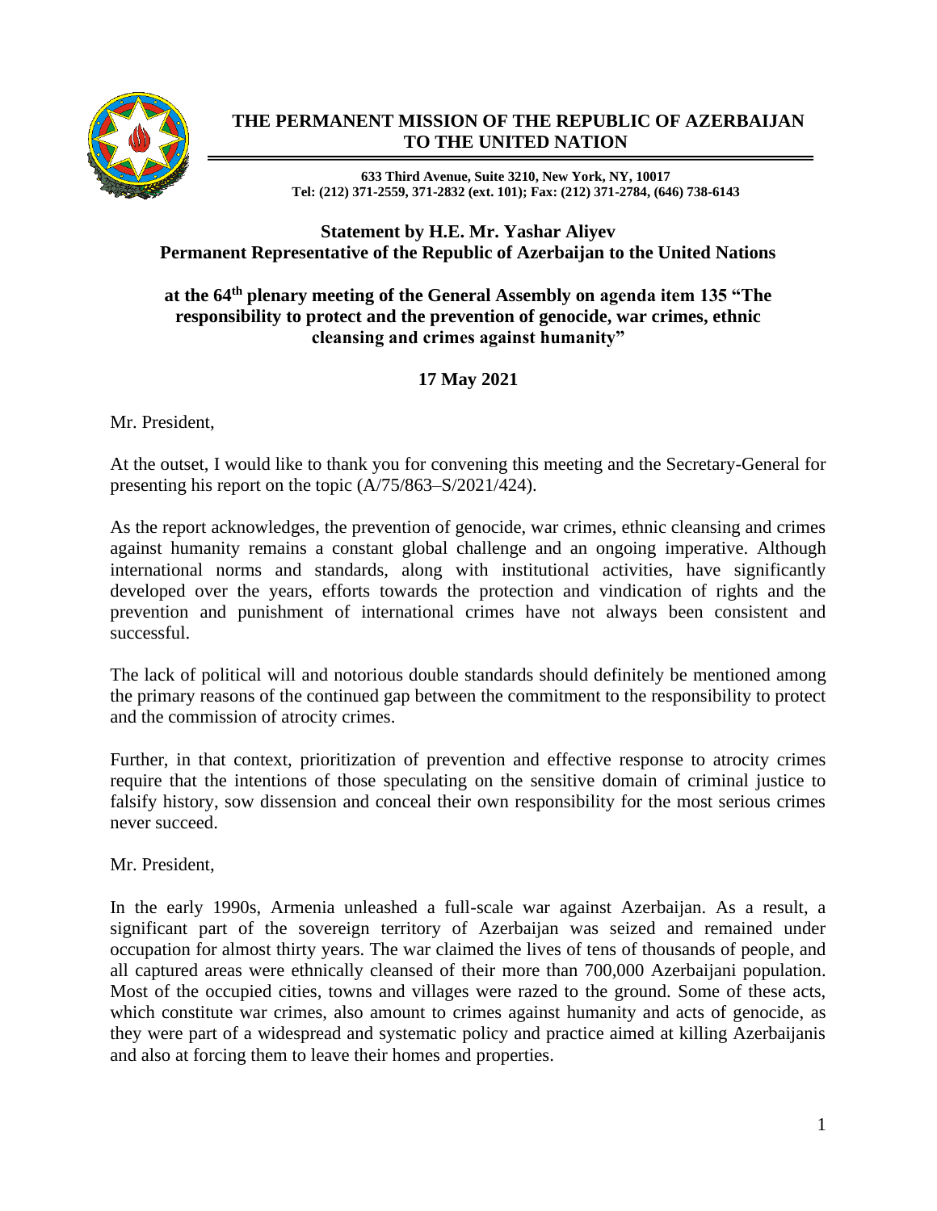# THE PERMANENT MISSION OF THE REPUBLIC OF AZERBAIJAN TO THE UNITED NATION

**633 Third Avenue, Suite 3210, New York, NY, 10017**
**Tel: (212) 371-2559, 371-2832 (ext. 101); Fax: (212) 371-2784, (646) 738-6143**

## Statement by H.E. Mr. Yashar Aliyev
## Permanent Representative of the Republic of Azerbaijan to the United Nations

## at the 64th plenary meeting of the General Assembly on agenda item 135 "The responsibility to protect and the prevention of genocide, war crimes, ethnic cleansing and crimes against humanity"

**17 May 2021**

Mr. President,

At the outset, I would like to thank you for convening this meeting and the Secretary-General for presenting his report on the topic (A/75/863–S/2021/424).

As the report acknowledges, the prevention of genocide, war crimes, ethnic cleansing and crimes against humanity remains a constant global challenge and an ongoing imperative. Although international norms and standards, along with institutional activities, have significantly developed over the years, efforts towards the protection and vindication of rights and the prevention and punishment of international crimes have not always been consistent and successful.

The lack of political will and notorious double standards should definitely be mentioned among the primary reasons of the continued gap between the commitment to the responsibility to protect and the commission of atrocity crimes.

Further, in that context, prioritization of prevention and effective response to atrocity crimes require that the intentions of those speculating on the sensitive domain of criminal justice to falsify history, sow dissension and conceal their own responsibility for the most serious crimes never succeed.

Mr. President,

In the early 1990s, Armenia unleashed a full-scale war against Azerbaijan. As a result, a significant part of the sovereign territory of Azerbaijan was seized and remained under occupation for almost thirty years. The war claimed the lives of tens of thousands of people, and all captured areas were ethnically cleansed of their more than 700,000 Azerbaijani population. Most of the occupied cities, towns and villages were razed to the ground. Some of these acts, which constitute war crimes, also amount to crimes against humanity and acts of genocide, as they were part of a widespread and systematic policy and practice aimed at killing Azerbaijanis and also at forcing them to leave their homes and properties.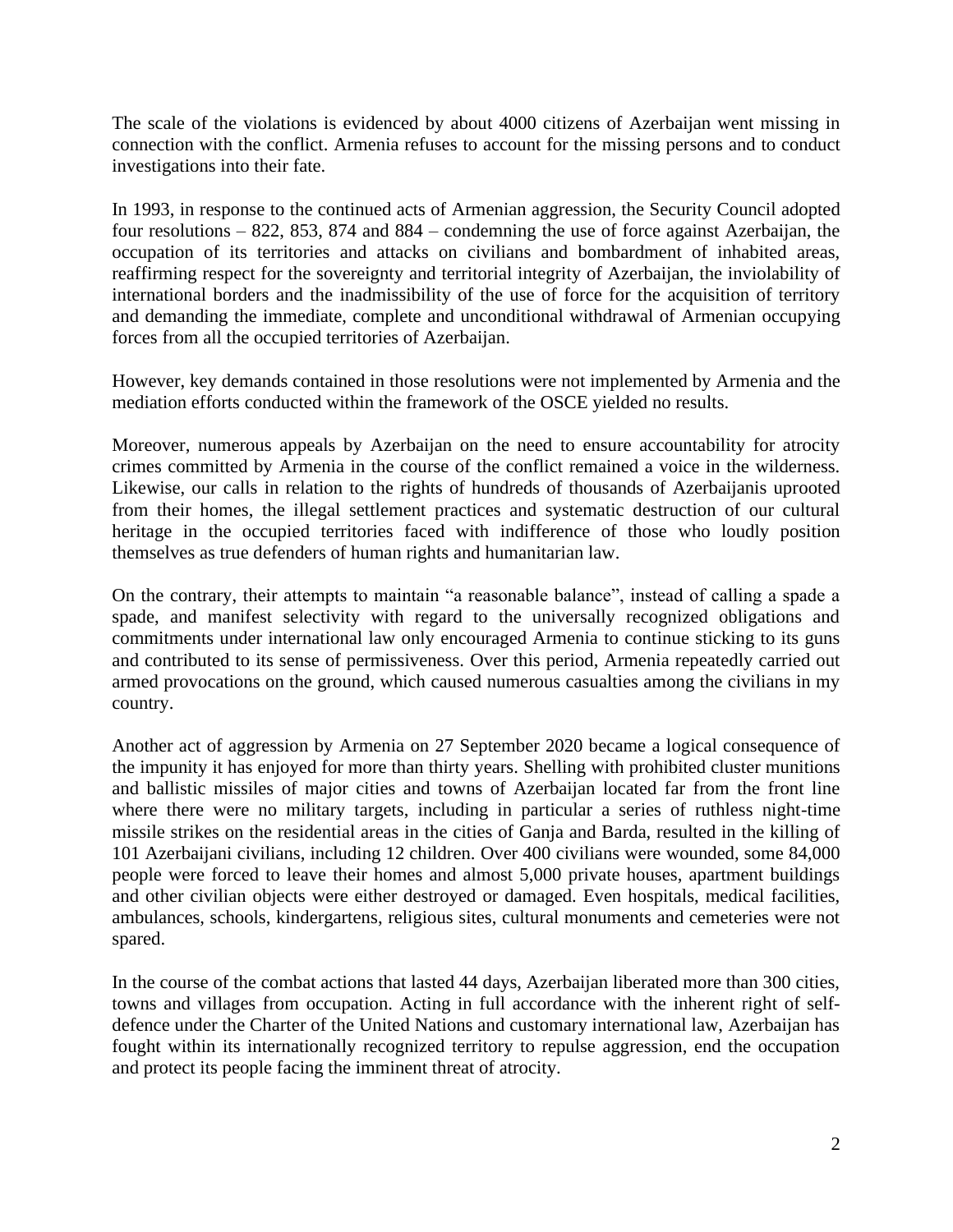The scale of the violations is evidenced by about 4000 citizens of Azerbaijan went missing in connection with the conflict. Armenia refuses to account for the missing persons and to conduct investigations into their fate.

In 1993, in response to the continued acts of Armenian aggression, the Security Council adopted four resolutions – 822, 853, 874 and 884 – condemning the use of force against Azerbaijan, the occupation of its territories and attacks on civilians and bombardment of inhabited areas, reaffirming respect for the sovereignty and territorial integrity of Azerbaijan, the inviolability of international borders and the inadmissibility of the use of force for the acquisition of territory and demanding the immediate, complete and unconditional withdrawal of Armenian occupying forces from all the occupied territories of Azerbaijan.

However, key demands contained in those resolutions were not implemented by Armenia and the mediation efforts conducted within the framework of the OSCE yielded no results.

Moreover, numerous appeals by Azerbaijan on the need to ensure accountability for atrocity crimes committed by Armenia in the course of the conflict remained a voice in the wilderness. Likewise, our calls in relation to the rights of hundreds of thousands of Azerbaijanis uprooted from their homes, the illegal settlement practices and systematic destruction of our cultural heritage in the occupied territories faced with indifference of those who loudly position themselves as true defenders of human rights and humanitarian law.

On the contrary, their attempts to maintain "a reasonable balance", instead of calling a spade a spade, and manifest selectivity with regard to the universally recognized obligations and commitments under international law only encouraged Armenia to continue sticking to its guns and contributed to its sense of permissiveness. Over this period, Armenia repeatedly carried out armed provocations on the ground, which caused numerous casualties among the civilians in my country.

Another act of aggression by Armenia on 27 September 2020 became a logical consequence of the impunity it has enjoyed for more than thirty years. Shelling with prohibited cluster munitions and ballistic missiles of major cities and towns of Azerbaijan located far from the front line where there were no military targets, including in particular a series of ruthless night-time missile strikes on the residential areas in the cities of Ganja and Barda, resulted in the killing of 101 Azerbaijani civilians, including 12 children. Over 400 civilians were wounded, some 84,000 people were forced to leave their homes and almost 5,000 private houses, apartment buildings and other civilian objects were either destroyed or damaged. Even hospitals, medical facilities, ambulances, schools, kindergartens, religious sites, cultural monuments and cemeteries were not spared.

In the course of the combat actions that lasted 44 days, Azerbaijan liberated more than 300 cities, towns and villages from occupation. Acting in full accordance with the inherent right of self-defence under the Charter of the United Nations and customary international law, Azerbaijan has fought within its internationally recognized territory to repulse aggression, end the occupation and protect its people facing the imminent threat of atrocity.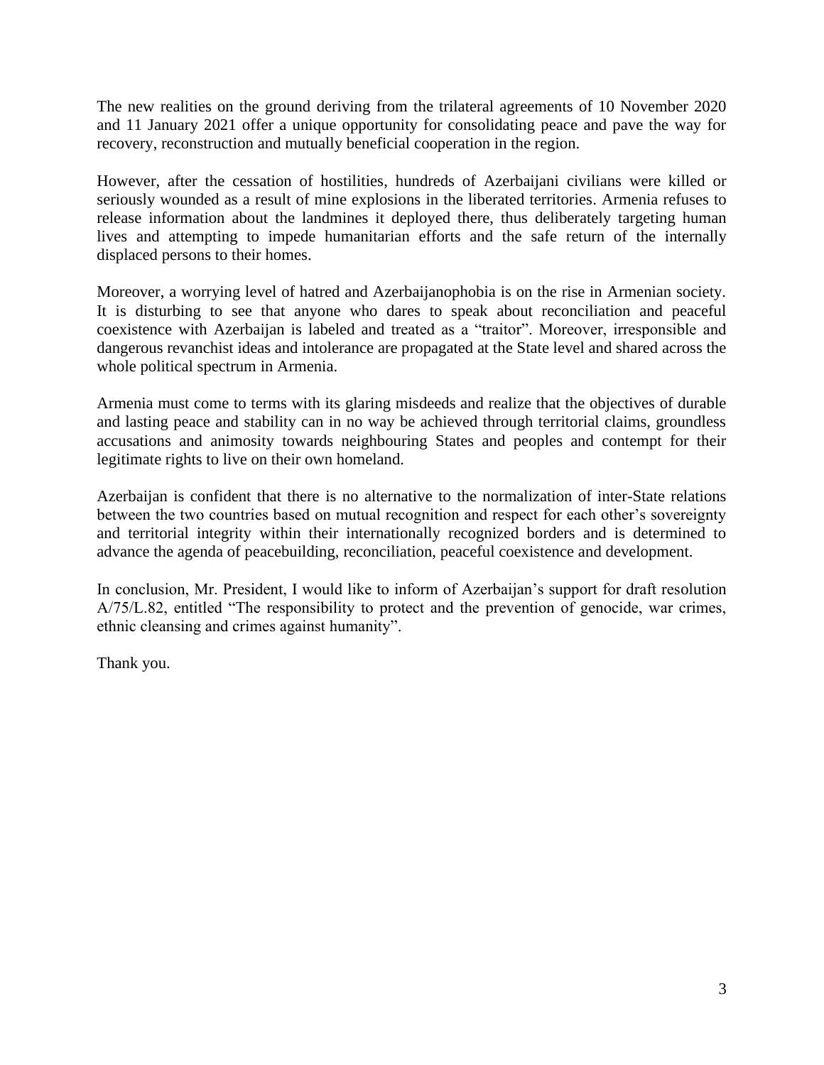The new realities on the ground deriving from the trilateral agreements of 10 November 2020 and 11 January 2021 offer a unique opportunity for consolidating peace and pave the way for recovery, reconstruction and mutually beneficial cooperation in the region.

However, after the cessation of hostilities, hundreds of Azerbaijani civilians were killed or seriously wounded as a result of mine explosions in the liberated territories. Armenia refuses to release information about the landmines it deployed there, thus deliberately targeting human lives and attempting to impede humanitarian efforts and the safe return of the internally displaced persons to their homes.

Moreover, a worrying level of hatred and Azerbaijanophobia is on the rise in Armenian society. It is disturbing to see that anyone who dares to speak about reconciliation and peaceful coexistence with Azerbaijan is labeled and treated as a "traitor". Moreover, irresponsible and dangerous revanchist ideas and intolerance are propagated at the State level and shared across the whole political spectrum in Armenia.

Armenia must come to terms with its glaring misdeeds and realize that the objectives of durable and lasting peace and stability can in no way be achieved through territorial claims, groundless accusations and animosity towards neighbouring States and peoples and contempt for their legitimate rights to live on their own homeland.

Azerbaijan is confident that there is no alternative to the normalization of inter-State relations between the two countries based on mutual recognition and respect for each other's sovereignty and territorial integrity within their internationally recognized borders and is determined to advance the agenda of peacebuilding, reconciliation, peaceful coexistence and development.

In conclusion, Mr. President, I would like to inform of Azerbaijan's support for draft resolution A/75/L.82, entitled "The responsibility to protect and the prevention of genocide, war crimes, ethnic cleansing and crimes against humanity".

Thank you.